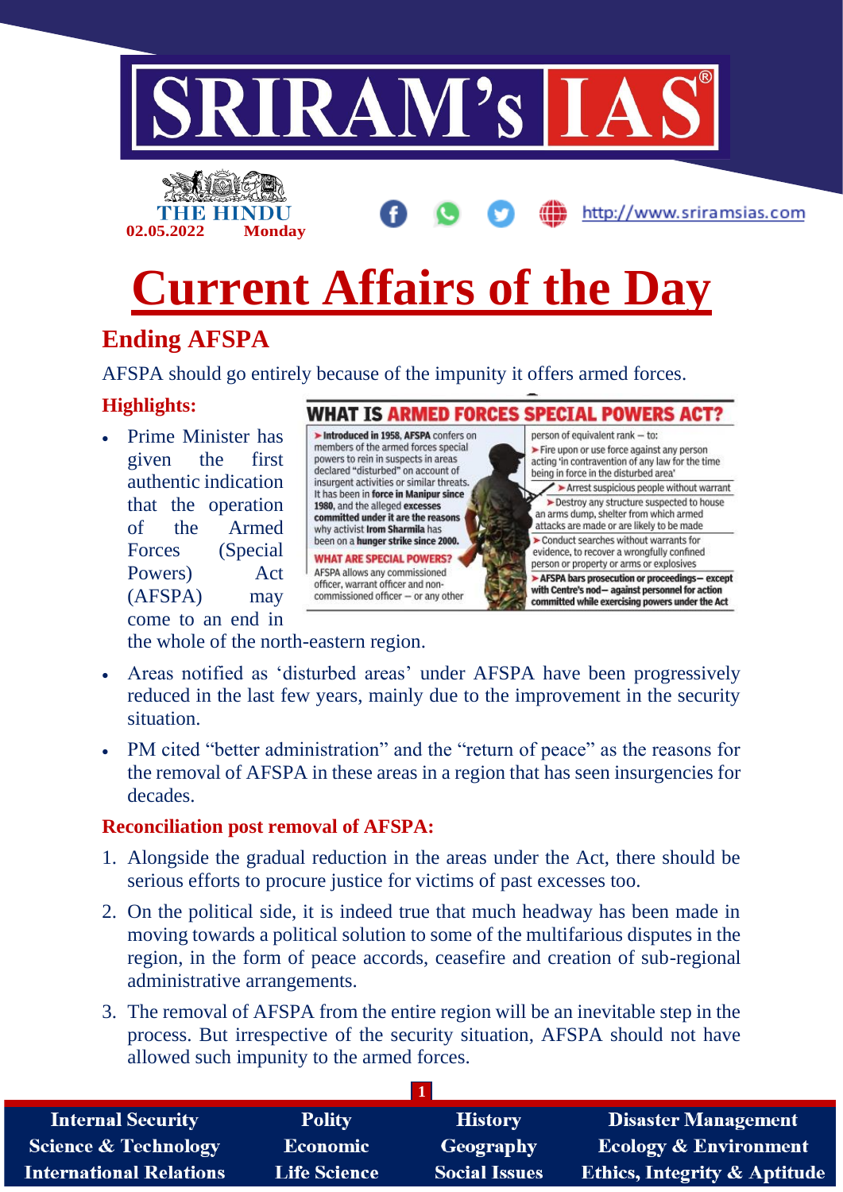# Current Affairs of the Day

## Ending AFSPA

AFSPA should go entirely because of the impunity it offers armed forces.

### Highlights:

- Prime Minister has given the first authentic indication that the operation of the Armed Forces (Special Powers) Act (AFSPA) may come to an end in the whole of the north-eastern region.

**WHAT IS ARMED FORCES SPECIAL POWERS ACT?**

➤ **Introduced in 1958, AFSPA** confers on members of the armed forces special powers to rein in suspects in areas declared "disturbed" on account of insurgent activities or similar threats. It has been in **force in Manipur since 1980**, and the alleged **excesses committed under it are the reasons** why activist **Irom Sharmila** has been on a **hunger strike since 2000.**

**WHAT ARE SPECIAL POWERS?**

AFSPA allows any commissioned officer, warrant officer and non-commissioned officer – or any other person of equivalent rank – to:

➤ Fire upon or use force against any person acting 'in contravention of any law for the time being in force in the disturbed area'

➤ Arrest suspicious people without warrant

➤ Destroy any structure suspected to house an arms dump, shelter from which armed attacks are made or are likely to be made

➤ Conduct searches without warrants for evidence, to recover a wrongfully confined person or property or arms or explosives

➤ **AFSPA bars prosecution or proceedings– except with Centre's nod– against personnel for action committed while exercising powers under the Act**

- Areas notified as 'disturbed areas' under AFSPA have been progressively reduced in the last few years, mainly due to the improvement in the security situation.
- PM cited "better administration" and the "return of peace" as the reasons for the removal of AFSPA in these areas in a region that has seen insurgencies for decades.

### Reconciliation post removal of AFSPA:

1. Alongside the gradual reduction in the areas under the Act, there should be serious efforts to procure justice for victims of past excesses too.
2. On the political side, it is indeed true that much headway has been made in moving towards a political solution to some of the multifarious disputes in the region, in the form of peace accords, ceasefire and creation of sub-regional administrative arrangements.
3. The removal of AFSPA from the entire region will be an inevitable step in the process. But irrespective of the security situation, AFSPA should not have allowed such impunity to the armed forces.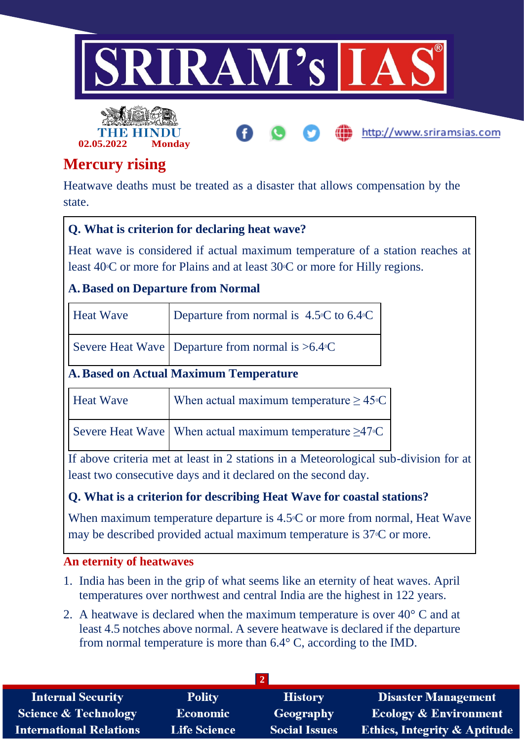# Mercury rising

Heatwave deaths must be treated as a disaster that allows compensation by the state.

**Q. What is criterion for declaring heat wave?**

Heat wave is considered if actual maximum temperature of a station reaches at least 40°C or more for Plains and at least 30°C or more for Hilly regions.

**A. Based on Departure from Normal**

| | |
|---|---|
| Heat Wave | Departure from normal is 4.5°C to 6.4°C |
| Severe Heat Wave | Departure from normal is >6.4°C |

**A. Based on Actual Maximum Temperature**

| | |
|---|---|
| Heat Wave | When actual maximum temperature ≥ 45°C |
| Severe Heat Wave | When actual maximum temperature ≥47°C |

If above criteria met at least in 2 stations in a Meteorological sub-division for at least two consecutive days and it declared on the second day.

**Q. What is a criterion for describing Heat Wave for coastal stations?**

When maximum temperature departure is 4.5°C or more from normal, Heat Wave may be described provided actual maximum temperature is 37°C or more.

## An eternity of heatwaves

1. India has been in the grip of what seems like an eternity of heat waves. April temperatures over northwest and central India are the highest in 122 years.
2. A heatwave is declared when the maximum temperature is over 40° C and at least 4.5 notches above normal. A severe heatwave is declared if the departure from normal temperature is more than 6.4° C, according to the IMD.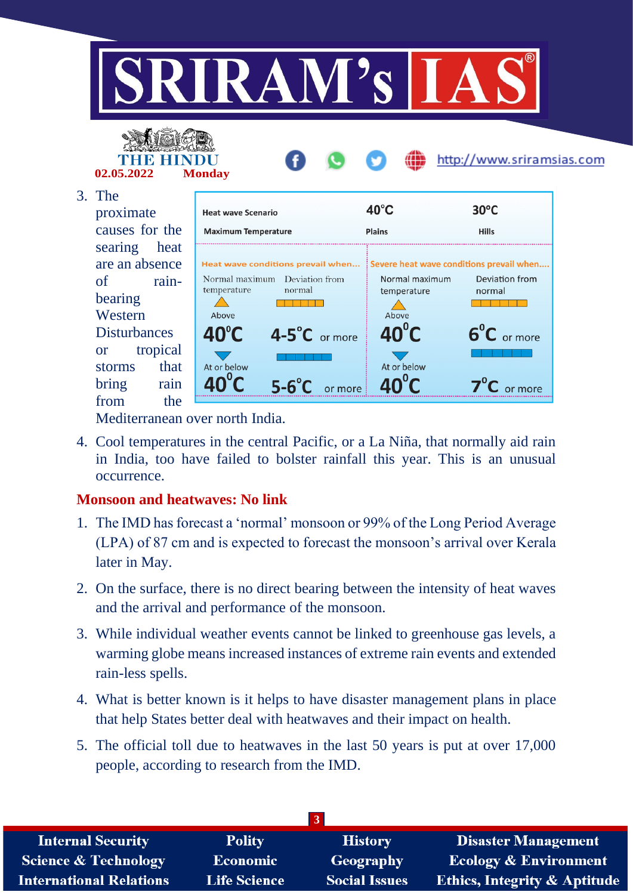3. The proximate causes for the searing heat are an absence of rain-bearing Western Disturbances or tropical storms that bring rain from the Mediterranean over north India.

| Heat wave Scenario | | 40°C | |
|---|---|---|---|
| Maximum Temperature | | Plains | |
| **Heat wave Scenario** | | **30°C** | |
| **Maximum Temperature** | | **Hills** | |

| Heat wave conditions prevail when... | | Severe heat wave conditions prevail when.... | |
|---|---|---|---|
| Normal maximum temperature | Deviation from normal | Normal maximum temperature | Deviation from normal |
| Above 40°C | 4-5°C or more | Above 40°C | 6°C or more |
| At or below 40°C | 5-6°C or more | At or below 40°C | 7°C or more |

4. Cool temperatures in the central Pacific, or a La Niña, that normally aid rain in India, too have failed to bolster rainfall this year. This is an unusual occurrence.

## Monsoon and heatwaves: No link

1. The IMD has forecast a 'normal' monsoon or 99% of the Long Period Average (LPA) of 87 cm and is expected to forecast the monsoon's arrival over Kerala later in May.
2. On the surface, there is no direct bearing between the intensity of heat waves and the arrival and performance of the monsoon.
3. While individual weather events cannot be linked to greenhouse gas levels, a warming globe means increased instances of extreme rain events and extended rain-less spells.
4. What is better known is it helps to have disaster management plans in place that help States better deal with heatwaves and their impact on health.
5. The official toll due to heatwaves in the last 50 years is put at over 17,000 people, according to research from the IMD.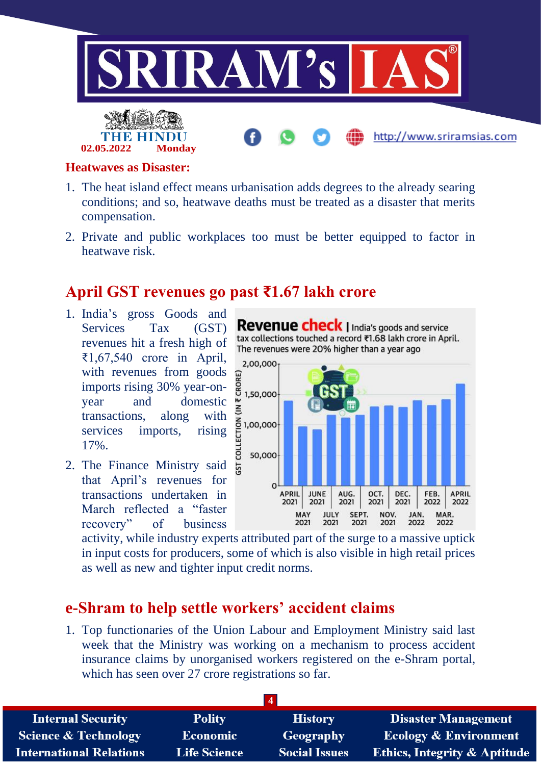**Heatwaves as Disaster:**

1. The heat island effect means urbanisation adds degrees to the already searing conditions; and so, heatwave deaths must be treated as a disaster that merits compensation.
2. Private and public workplaces too must be better equipped to factor in heatwave risk.

## April GST revenues go past ₹1.67 lakh crore

1. India's gross Goods and Services Tax (GST) revenues hit a fresh high of ₹1,67,540 crore in April, with revenues from goods imports rising 30% year-on-year and domestic transactions, along with services imports, rising 17%.
2. The Finance Ministry said that April's revenues for transactions undertaken in March reflected a "faster recovery" of business activity, while industry experts attributed part of the surge to a massive uptick in input costs for producers, some of which is also visible in high retail prices as well as new and tighter input credit norms.

**Revenue check** | India's goods and service tax collections touched a record ₹1.68 lakh crore in April. The revenues were 20% higher than a year ago

## e-Shram to help settle workers' accident claims

1. Top functionaries of the Union Labour and Employment Ministry said last week that the Ministry was working on a mechanism to process accident insurance claims by unorganised workers registered on the e-Shram portal, which has seen over 27 crore registrations so far.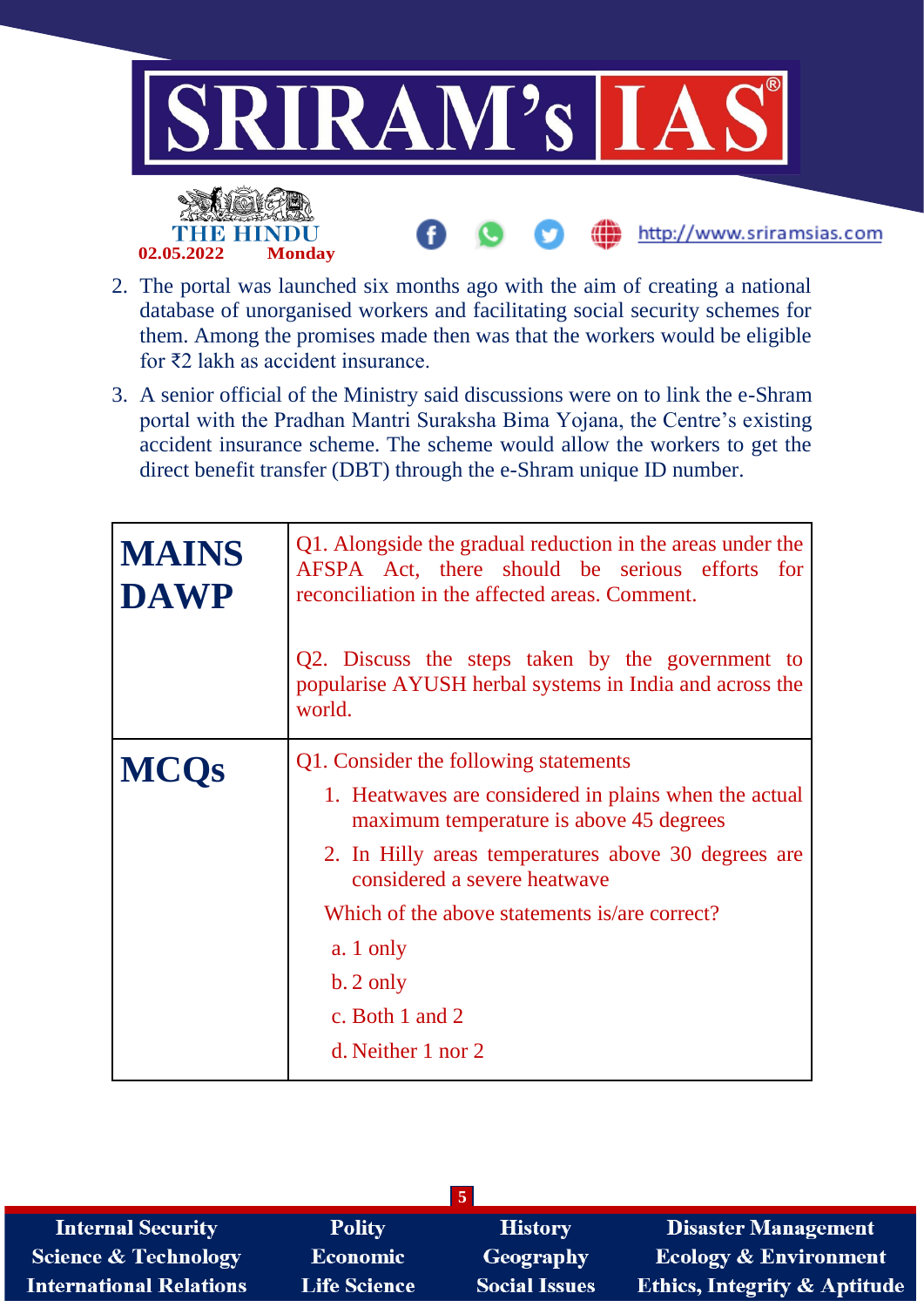2. The portal was launched six months ago with the aim of creating a national database of unorganised workers and facilitating social security schemes for them. Among the promises made then was that the workers would be eligible for ₹2 lakh as accident insurance.
3. A senior official of the Ministry said discussions were on to link the e-Shram portal with the Pradhan Mantri Suraksha Bima Yojana, the Centre's existing accident insurance scheme. The scheme would allow the workers to get the direct benefit transfer (DBT) through the e-Shram unique ID number.

| | |
|---|---|
| **MAINS DAWP** | Q1. Alongside the gradual reduction in the areas under the AFSPA Act, there should be serious efforts for reconciliation in the affected areas. Comment.<br><br>Q2. Discuss the steps taken by the government to popularise AYUSH herbal systems in India and across the world. |
| **MCQs** | Q1. Consider the following statements<br>1. Heatwaves are considered in plains when the actual maximum temperature is above 45 degrees<br>2. In Hilly areas temperatures above 30 degrees are considered a severe heatwave<br>Which of the above statements is/are correct?<br>a. 1 only<br>b. 2 only<br>c. Both 1 and 2<br>d. Neither 1 nor 2 |